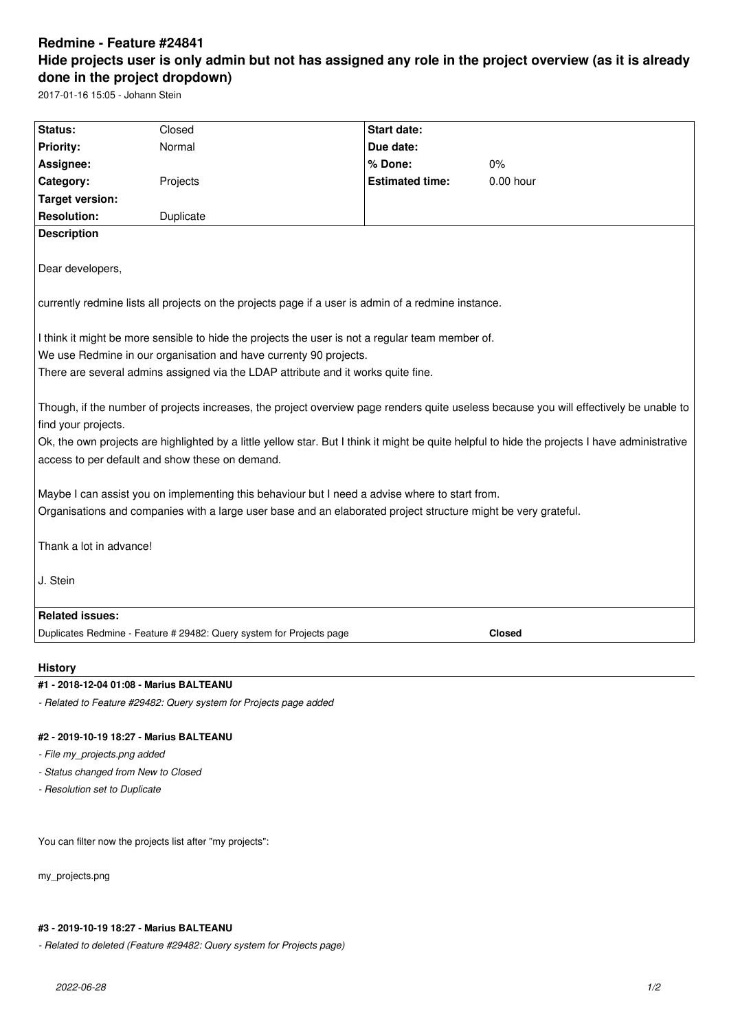# Redmine - Feature #24841

## Hide projects user is only admin but not has assigned any role in the project overview (as it is already done in the project dropdown)

2017-01-16 15:05 - Johann Stein

| Status: | Closed | Start date: | |
|---|---|---|---|
| Priority: | Normal | Due date: | |
| Assignee: | | % Done: | 0% |
| Category: | Projects | Estimated time: | 0.00 hour |
| Target version: | | | |
| Resolution: | Duplicate | | |

**Description**

Dear developers,

currently redmine lists all projects on the projects page if a user is admin of a redmine instance.

I think it might be more sensible to hide the projects the user is not a regular team member of.
We use Redmine in our organisation and have currenty 90 projects.
There are several admins assigned via the LDAP attribute and it works quite fine.

Though, if the number of projects increases, the project overview page renders quite useless because you will effectively be unable to find your projects.
Ok, the own projects are highlighted by a little yellow star. But I think it might be quite helpful to hide the projects I have administrative access to per default and show these on demand.

Maybe I can assist you on implementing this behaviour but I need a advise where to start from.
Organisations and companies with a large user base and an elaborated project structure might be very grateful.

Thank a lot in advance!

J. Stein

**Related issues:**

| | |
|---|---|
| Duplicates Redmine - Feature # 29482: Query system for Projects page | **Closed** |

### History

#### #1 - 2018-12-04 01:08 - Marius BALTEANU

*- Related to Feature #29482: Query system for Projects page added*

#### #2 - 2019-10-19 18:27 - Marius BALTEANU

*- File my_projects.png added*
*- Status changed from New to Closed*
*- Resolution set to Duplicate*

You can filter now the projects list after "my projects":

my_projects.png

#### #3 - 2019-10-19 18:27 - Marius BALTEANU

*- Related to deleted (Feature #29482: Query system for Projects page)*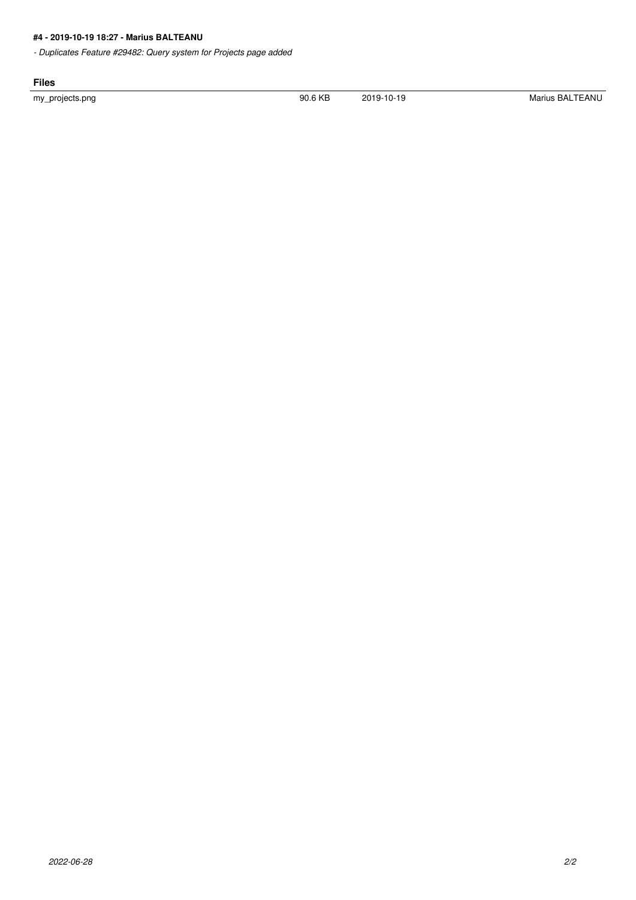#### #4 - 2019-10-19 18:27 - Marius BALTEANU

*- Duplicates Feature #29482: Query system for Projects page added*

### Files

| | | | |
|---|---|---|---|
| my_projects.png | 90.6 KB | 2019-10-19 | Marius BALTEANU |